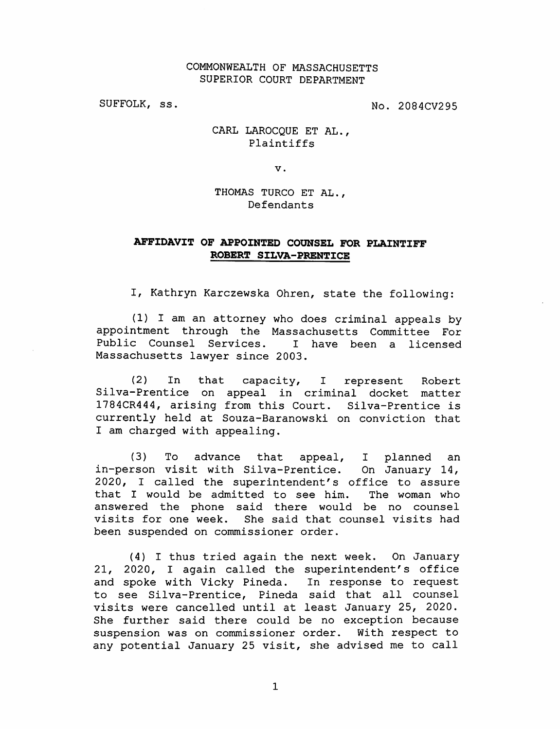COMMONWEALTH OF MASSACHUSETTS
SUPERIOR COURT DEPARTMENT

SUFFOLK, ss.

No. 2084CV295

CARL LAROCQUE ET AL.,
Plaintiffs

v.

THOMAS TURCO ET AL.,
Defendants

## AFFIDAVIT OF APPOINTED COUNSEL FOR PLAINTIFF ROBERT SILVA-PRENTICE

I, Kathryn Karczewska Ohren, state the following:

(1) I am an attorney who does criminal appeals by appointment through the Massachusetts Committee For Public Counsel Services. I have been a licensed Massachusetts lawyer since 2003.

(2) In that capacity, I represent Robert Silva-Prentice on appeal in criminal docket matter 1784CR444, arising from this Court. Silva-Prentice is currently held at Souza-Baranowski on conviction that I am charged with appealing.

(3) To advance that appeal, I planned an in-person visit with Silva-Prentice. On January 14, 2020, I called the superintendent's office to assure that I would be admitted to see him. The woman who answered the phone said there would be no counsel visits for one week. She said that counsel visits had been suspended on commissioner order.

(4) I thus tried again the next week. On January 21, 2020, I again called the superintendent's office and spoke with Vicky Pineda. In response to request to see Silva-Prentice, Pineda said that all counsel visits were cancelled until at least January 25, 2020. She further said there could be no exception because suspension was on commissioner order. With respect to any potential January 25 visit, she advised me to call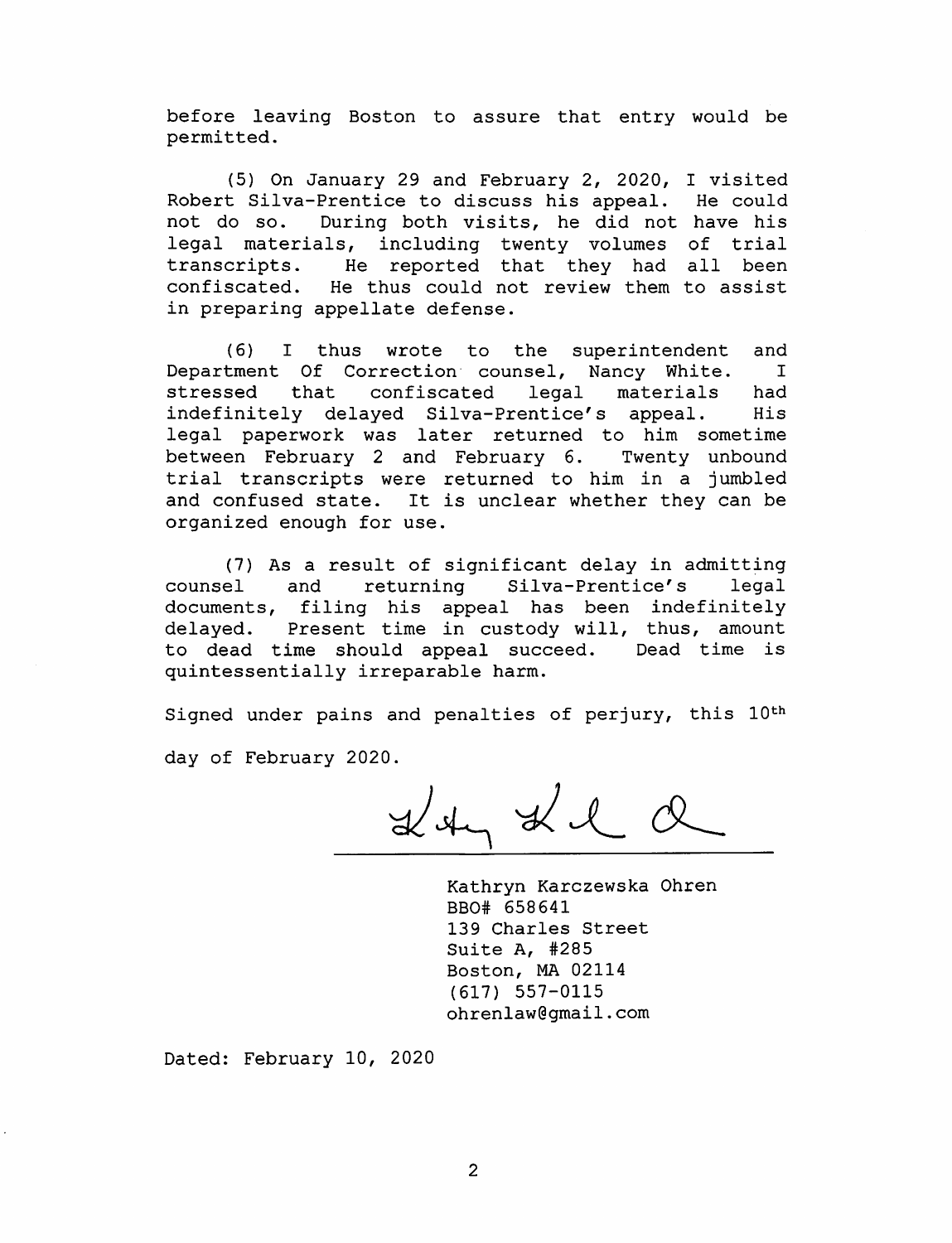before leaving Boston to assure that entry would be permitted.

(5) On January 29 and February 2, 2020, I visited Robert Silva-Prentice to discuss his appeal. He could not do so. During both visits, he did not have his legal materials, including twenty volumes of trial transcripts. He reported that they had all been confiscated. He thus could not review them to assist in preparing appellate defense.

(6) I thus wrote to the superintendent and Department Of Correction counsel, Nancy White. I stressed that confiscated legal materials had indefinitely delayed Silva-Prentice's appeal. His legal paperwork was later returned to him sometime between February 2 and February 6. Twenty unbound trial transcripts were returned to him in a jumbled and confused state. It is unclear whether they can be organized enough for use.

(7) As a result of significant delay in admitting counsel and returning Silva-Prentice's legal documents, filing his appeal has been indefinitely delayed. Present time in custody will, thus, amount to dead time should appeal succeed. Dead time is quintessentially irreparable harm.

Signed under pains and penalties of perjury, this 10th day of February 2020.

Kathryn Karczewska Ohren
BBO# 658641
139 Charles Street
Suite A, #285
Boston, MA 02114
(617) 557-0115
ohrenlaw@gmail.com

Dated: February 10, 2020